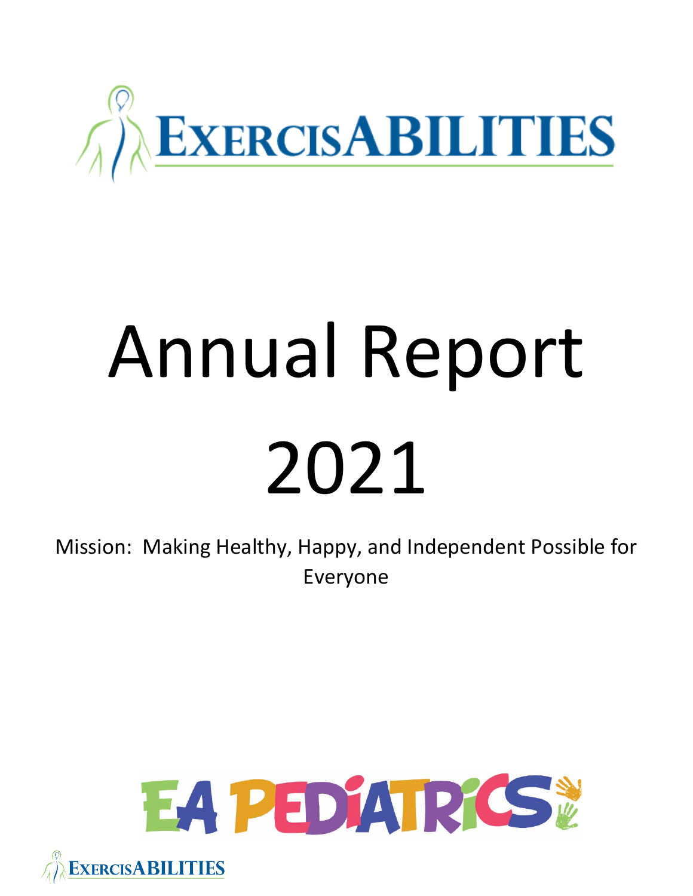ExercisABILITIES

# Annual Report 2021

Mission: Making Healthy, Happy, and Independent Possible for Everyone

EA PEDIATRICS

ExercisABILITIES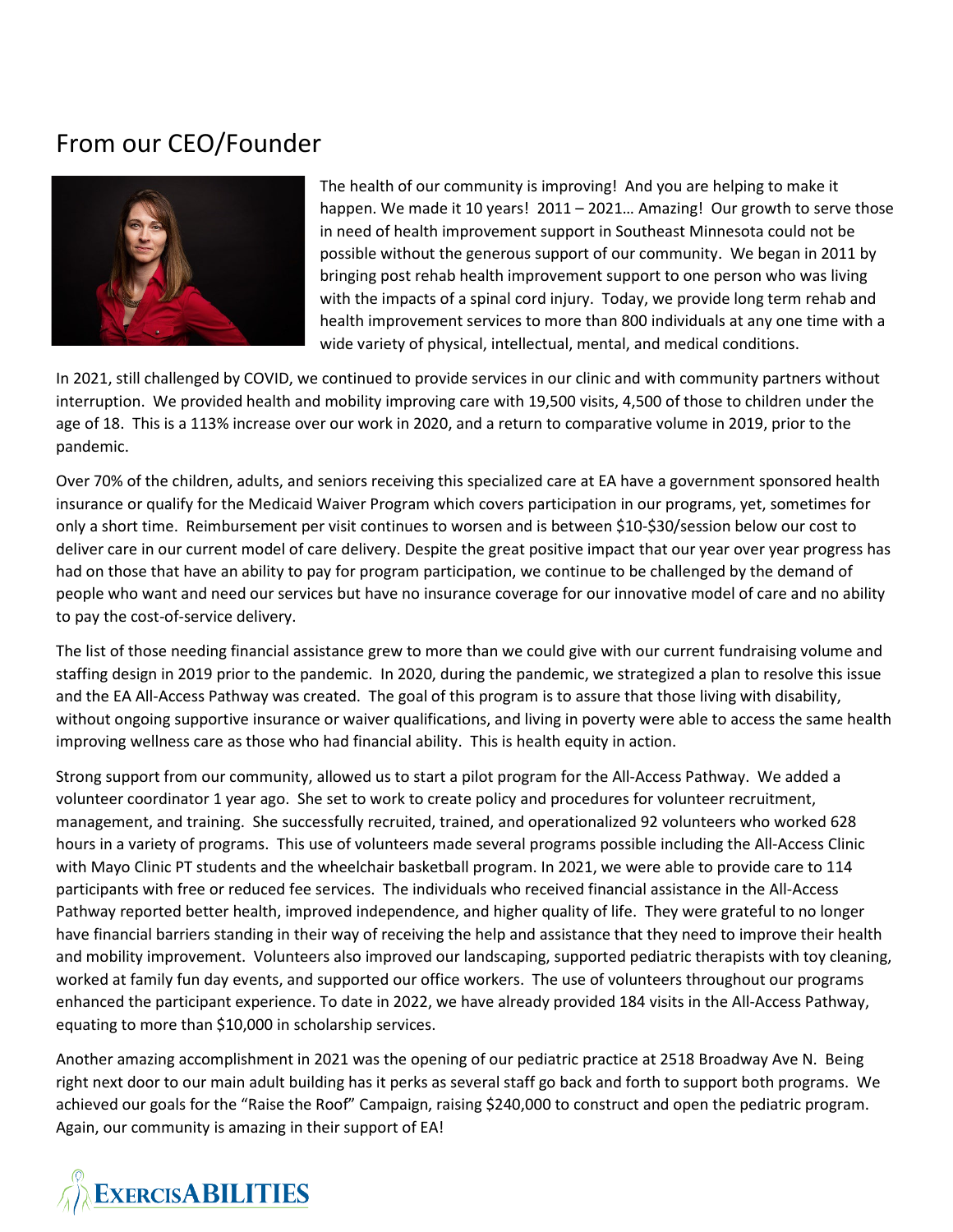## From our CEO/Founder

The health of our community is improving! And you are helping to make it happen. We made it 10 years! 2011 – 2021… Amazing! Our growth to serve those in need of health improvement support in Southeast Minnesota could not be possible without the generous support of our community. We began in 2011 by bringing post rehab health improvement support to one person who was living with the impacts of a spinal cord injury. Today, we provide long term rehab and health improvement services to more than 800 individuals at any one time with a wide variety of physical, intellectual, mental, and medical conditions.

In 2021, still challenged by COVID, we continued to provide services in our clinic and with community partners without interruption. We provided health and mobility improving care with 19,500 visits, 4,500 of those to children under the age of 18. This is a 113% increase over our work in 2020, and a return to comparative volume in 2019, prior to the pandemic.

Over 70% of the children, adults, and seniors receiving this specialized care at EA have a government sponsored health insurance or qualify for the Medicaid Waiver Program which covers participation in our programs, yet, sometimes for only a short time. Reimbursement per visit continues to worsen and is between $10-$30/session below our cost to deliver care in our current model of care delivery. Despite the great positive impact that our year over year progress has had on those that have an ability to pay for program participation, we continue to be challenged by the demand of people who want and need our services but have no insurance coverage for our innovative model of care and no ability to pay the cost-of-service delivery.

The list of those needing financial assistance grew to more than we could give with our current fundraising volume and staffing design in 2019 prior to the pandemic. In 2020, during the pandemic, we strategized a plan to resolve this issue and the EA All-Access Pathway was created. The goal of this program is to assure that those living with disability, without ongoing supportive insurance or waiver qualifications, and living in poverty were able to access the same health improving wellness care as those who had financial ability. This is health equity in action.

Strong support from our community, allowed us to start a pilot program for the All-Access Pathway. We added a volunteer coordinator 1 year ago. She set to work to create policy and procedures for volunteer recruitment, management, and training. She successfully recruited, trained, and operationalized 92 volunteers who worked 628 hours in a variety of programs. This use of volunteers made several programs possible including the All-Access Clinic with Mayo Clinic PT students and the wheelchair basketball program. In 2021, we were able to provide care to 114 participants with free or reduced fee services. The individuals who received financial assistance in the All-Access Pathway reported better health, improved independence, and higher quality of life. They were grateful to no longer have financial barriers standing in their way of receiving the help and assistance that they need to improve their health and mobility improvement. Volunteers also improved our landscaping, supported pediatric therapists with toy cleaning, worked at family fun day events, and supported our office workers. The use of volunteers throughout our programs enhanced the participant experience. To date in 2022, we have already provided 184 visits in the All-Access Pathway, equating to more than $10,000 in scholarship services.

Another amazing accomplishment in 2021 was the opening of our pediatric practice at 2518 Broadway Ave N. Being right next door to our main adult building has it perks as several staff go back and forth to support both programs. We achieved our goals for the "Raise the Roof" Campaign, raising $240,000 to construct and open the pediatric program. Again, our community is amazing in their support of EA!

EXERCISABILITIES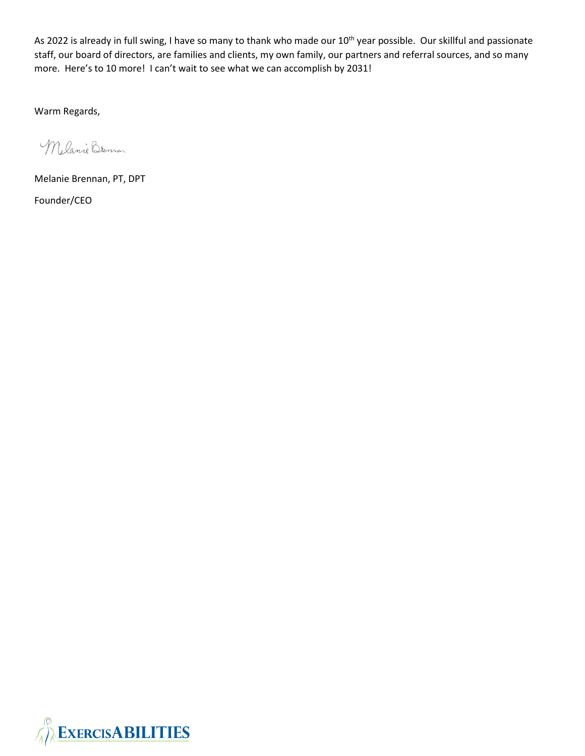As 2022 is already in full swing, I have so many to thank who made our 10th year possible. Our skillful and passionate staff, our board of directors, are families and clients, my own family, our partners and referral sources, and so many more. Here's to 10 more! I can't wait to see what we can accomplish by 2031!

Warm Regards,

Melanie Brennan

Melanie Brennan, PT, DPT

Founder/CEO

EXERCISABILITIES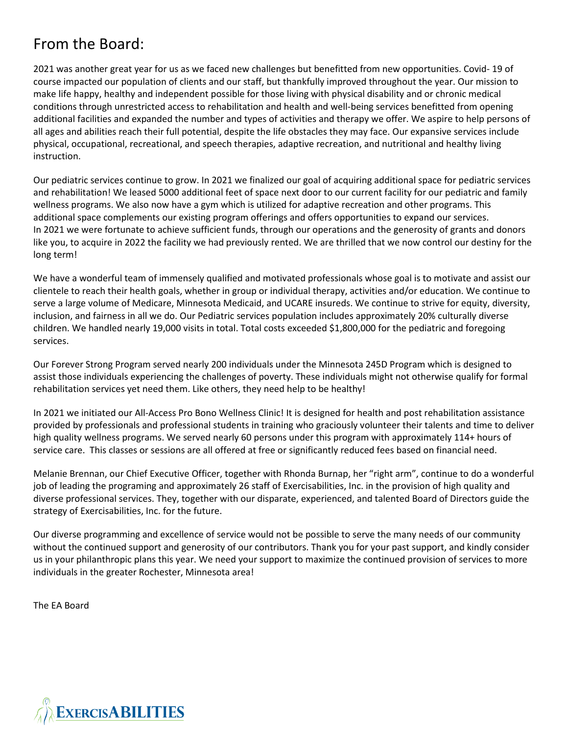# From the Board:

2021 was another great year for us as we faced new challenges but benefitted from new opportunities. Covid- 19 of course impacted our population of clients and our staff, but thankfully improved throughout the year. Our mission to make life happy, healthy and independent possible for those living with physical disability and or chronic medical conditions through unrestricted access to rehabilitation and health and well-being services benefitted from opening additional facilities and expanded the number and types of activities and therapy we offer. We aspire to help persons of all ages and abilities reach their full potential, despite the life obstacles they may face. Our expansive services include physical, occupational, recreational, and speech therapies, adaptive recreation, and nutritional and healthy living instruction.

Our pediatric services continue to grow. In 2021 we finalized our goal of acquiring additional space for pediatric services and rehabilitation! We leased 5000 additional feet of space next door to our current facility for our pediatric and family wellness programs. We also now have a gym which is utilized for adaptive recreation and other programs. This additional space complements our existing program offerings and offers opportunities to expand our services.
In 2021 we were fortunate to achieve sufficient funds, through our operations and the generosity of grants and donors like you, to acquire in 2022 the facility we had previously rented. We are thrilled that we now control our destiny for the long term!

We have a wonderful team of immensely qualified and motivated professionals whose goal is to motivate and assist our clientele to reach their health goals, whether in group or individual therapy, activities and/or education. We continue to serve a large volume of Medicare, Minnesota Medicaid, and UCARE insureds. We continue to strive for equity, diversity, inclusion, and fairness in all we do. Our Pediatric services population includes approximately 20% culturally diverse children. We handled nearly 19,000 visits in total. Total costs exceeded $1,800,000 for the pediatric and foregoing services.

Our Forever Strong Program served nearly 200 individuals under the Minnesota 245D Program which is designed to assist those individuals experiencing the challenges of poverty. These individuals might not otherwise qualify for formal rehabilitation services yet need them. Like others, they need help to be healthy!

In 2021 we initiated our All-Access Pro Bono Wellness Clinic! It is designed for health and post rehabilitation assistance provided by professionals and professional students in training who graciously volunteer their talents and time to deliver high quality wellness programs. We served nearly 60 persons under this program with approximately 114+ hours of service care. This classes or sessions are all offered at free or significantly reduced fees based on financial need.

Melanie Brennan, our Chief Executive Officer, together with Rhonda Burnap, her "right arm", continue to do a wonderful job of leading the programing and approximately 26 staff of Exercisabilities, Inc. in the provision of high quality and diverse professional services. They, together with our disparate, experienced, and talented Board of Directors guide the strategy of Exercisabilities, Inc. for the future.

Our diverse programming and excellence of service would not be possible to serve the many needs of our community without the continued support and generosity of our contributors. Thank you for your past support, and kindly consider us in your philanthropic plans this year. We need your support to maximize the continued provision of services to more individuals in the greater Rochester, Minnesota area!

The EA Board

EXERCISABILITIES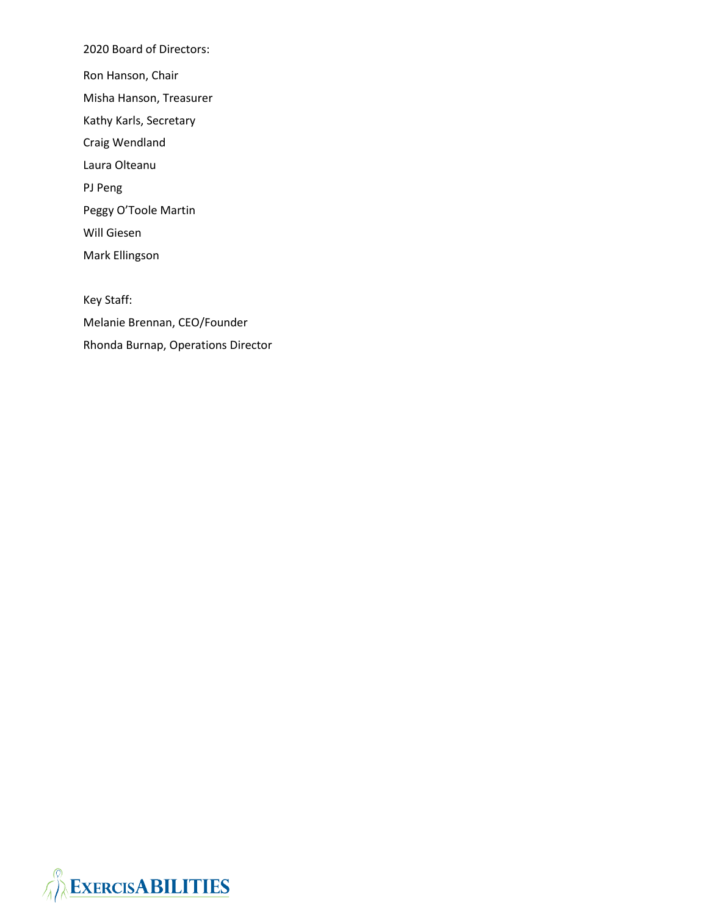2020 Board of Directors:

Ron Hanson, Chair

Misha Hanson, Treasurer

Kathy Karls, Secretary

Craig Wendland

Laura Olteanu

PJ Peng

Peggy O'Toole Martin

Will Giesen

Mark Ellingson

Key Staff:

Melanie Brennan, CEO/Founder

Rhonda Burnap, Operations Director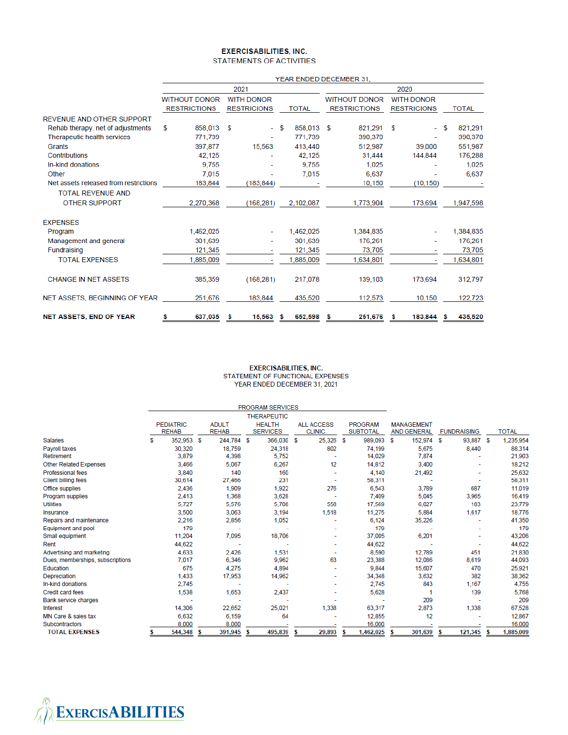# EXERCISABILITIES, INC.

## STATEMENTS OF ACTIVITIES

| | YEAR ENDED DECEMBER 31, | | | | | |
|---|---|---|---|---|---|---|
| | 2021 | | | 2020 | | |
| | WITHOUT DONOR RESTRICTIONS | WITH DONOR RESTRICIONS | TOTAL | WITHOUT DONOR RESTRICTIONS | WITH DONOR RESTRICIONS | TOTAL |
| **REVENUE AND OTHER SUPPORT** | | | | | | |
| Rehab therapy, net of adjustments | $ 858,013 | $ - | $ 858,013 | $ 821,291 | $ - | $ 821,291 |
| Therapeutic health services | 771,739 | - | 771,739 | 390,370 | - | 390,370 |
| Grants | 397,877 | 15,563 | 413,440 | 512,987 | 39,000 | 551,987 |
| Contributions | 42,125 | - | 42,125 | 31,444 | 144,844 | 176,288 |
| In-kind donations | 9,755 | - | 9,755 | 1,025 | - | 1,025 |
| Other | 7,015 | - | 7,015 | 6,637 | - | 6,637 |
| Net assets released from restrictions | 183,844 | (183,844) | - | 10,150 | (10,150) | - |
| TOTAL REVENUE AND OTHER SUPPORT | 2,270,368 | (168,281) | 2,102,087 | 1,773,904 | 173,694 | 1,947,598 |
| **EXPENSES** | | | | | | |
| Program | 1,462,025 | - | 1,462,025 | 1,384,835 | - | 1,384,835 |
| Management and general | 301,639 | - | 301,639 | 176,261 | - | 176,261 |
| Fundraising | 121,345 | - | 121,345 | 73,705 | - | 73,705 |
| TOTAL EXPENSES | 1,885,009 | - | 1,885,009 | 1,634,801 | - | 1,634,801 |
| CHANGE IN NET ASSETS | 385,359 | (168,281) | 217,078 | 139,103 | 173,694 | 312,797 |
| NET ASSETS, BEGINNING OF YEAR | 251,676 | 183,844 | 435,520 | 112,573 | 10,150 | 122,723 |
| **NET ASSETS, END OF YEAR** | **$ 637,035** | **$ 15,563** | **$ 652,598** | **$ 251,676** | **$ 183,844** | **$ 435,520** |

# EXERCISABILITIES, INC.

## STATEMENT OF FUNCTIONAL EXPENSES

### YEAR ENDED DECEMBER 31, 2021

| | PROGRAM SERVICES | | | | | | | |
|---|---|---|---|---|---|---|---|---|
| | PEDIATRIC REHAB | ADULT REHAB | THERAPEUTIC HEALTH SERVICES | ALL ACCESS CLINIC | PROGRAM SUBTOTAL | MANAGEMENT AND GENERAL | FUNDRAISING | TOTAL |
| Salaries | $ 352,953 | $ 244,784 | $ 366,030 | $ 25,326 | $ 989,093 | $ 152,974 | $ 93,887 | $ 1,235,954 |
| Payroll taxes | 30,320 | 18,759 | 24,318 | 802 | 74,199 | 5,675 | 8,440 | 88,314 |
| Retirement | 3,879 | 4,398 | 5,752 | - | 14,029 | 7,874 | - | 21,903 |
| Other Related Expenses | 3,466 | 5,067 | 6,267 | 12 | 14,812 | 3,400 | - | 18,212 |
| Professional fees | 3,840 | 140 | 160 | - | 4,140 | 21,492 | - | 25,632 |
| Client billing fees | 30,614 | 27,466 | 231 | - | 58,311 | - | - | 58,311 |
| Office supplies | 2,436 | 1,909 | 1,922 | 276 | 6,543 | 3,789 | 687 | 11,019 |
| Program supplies | 2,413 | 1,368 | 3,628 | - | 7,409 | 5,045 | 3,965 | 16,419 |
| Utilities | 5,727 | 5,576 | 5,708 | 558 | 17,569 | 6,027 | 183 | 23,779 |
| Insurance | 3,500 | 3,063 | 3,194 | 1,518 | 11,275 | 5,884 | 1,617 | 18,776 |
| Repairs and maintenance | 2,216 | 2,856 | 1,052 | - | 6,124 | 35,226 | - | 41,350 |
| Equipment and pool | 179 | - | - | - | 179 | - | - | 179 |
| Small equipment | 11,204 | 7,095 | 18,706 | - | 37,005 | 6,201 | - | 43,206 |
| Rent | 44,622 | - | - | - | 44,622 | - | - | 44,622 |
| Advertising and marketing | 4,633 | 2,426 | 1,531 | - | 8,590 | 12,789 | 451 | 21,830 |
| Dues, memberships, subscriptions | 7,017 | 6,346 | 9,962 | 63 | 23,388 | 12,086 | 8,619 | 44,093 |
| Education | 675 | 4,275 | 4,894 | - | 9,844 | 15,607 | 470 | 25,921 |
| Depreciation | 1,433 | 17,953 | 14,962 | - | 34,348 | 3,632 | 382 | 38,362 |
| In-kind donations | 2,745 | - | - | - | 2,745 | 843 | 1,167 | 4,755 |
| Credit card fees | 1,538 | 1,653 | 2,437 | - | 5,628 | 1 | 139 | 5,768 |
| Bank service charges | - | - | - | - | - | 209 | - | 209 |
| Interest | 14,306 | 22,652 | 25,021 | 1,338 | 63,317 | 2,873 | 1,338 | 67,528 |
| MN Care & sales tax | 6,632 | 6,159 | 64 | - | 12,855 | 12 | - | 12,867 |
| Subcontractors | 8,000 | 8,000 | - | - | 16,000 | - | - | 16,000 |
| **TOTAL EXPENSES** | **$ 544,348** | **$ 391,945** | **$ 495,839** | **$ 29,893** | **$ 1,462,025** | **$ 301,639** | **$ 121,345** | **$ 1,885,009** |

EXERCISABILITIES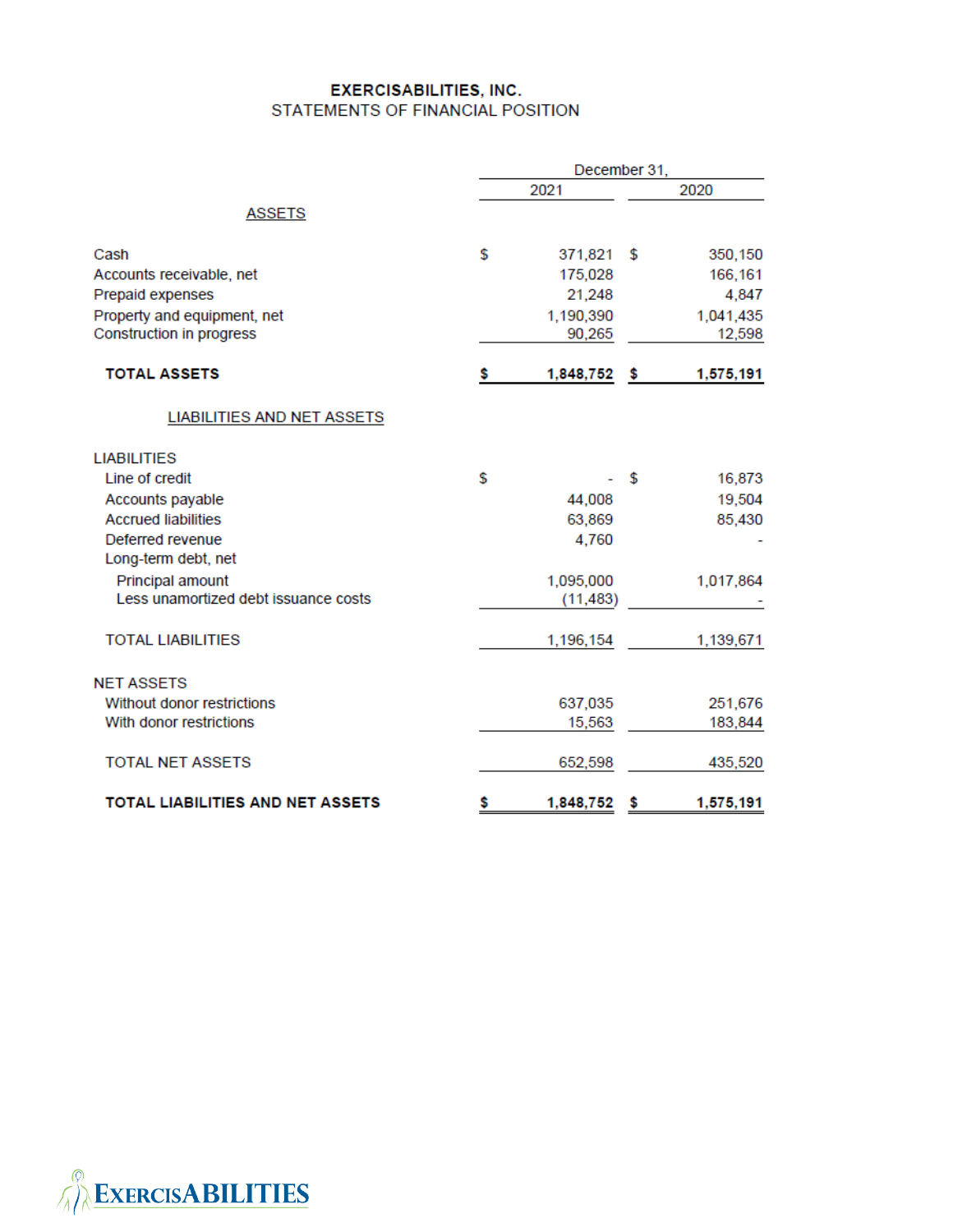# EXERCISABILITIES, INC.

## STATEMENTS OF FINANCIAL POSITION

| | December 31, 2021 | December 31, 2020 |
|---|---|---|
| **ASSETS** | | |
| Cash | $ 371,821 | $ 350,150 |
| Accounts receivable, net | 175,028 | 166,161 |
| Prepaid expenses | 21,248 | 4,847 |
| Property and equipment, net | 1,190,390 | 1,041,435 |
| Construction in progress | 90,265 | 12,598 |
| **TOTAL ASSETS** | **$ 1,848,752** | **$ 1,575,191** |
| **LIABILITIES AND NET ASSETS** | | |
| LIABILITIES | | |
| Line of credit | $ - | $ 16,873 |
| Accounts payable | 44,008 | 19,504 |
| Accrued liabilities | 63,869 | 85,430 |
| Deferred revenue | 4,760 | - |
| Long-term debt, net | | |
| Principal amount | 1,095,000 | 1,017,864 |
| Less unamortized debt issuance costs | (11,483) | - |
| TOTAL LIABILITIES | 1,196,154 | 1,139,671 |
| NET ASSETS | | |
| Without donor restrictions | 637,035 | 251,676 |
| With donor restrictions | 15,563 | 183,844 |
| TOTAL NET ASSETS | 652,598 | 435,520 |
| **TOTAL LIABILITIES AND NET ASSETS** | **$ 1,848,752** | **$ 1,575,191** |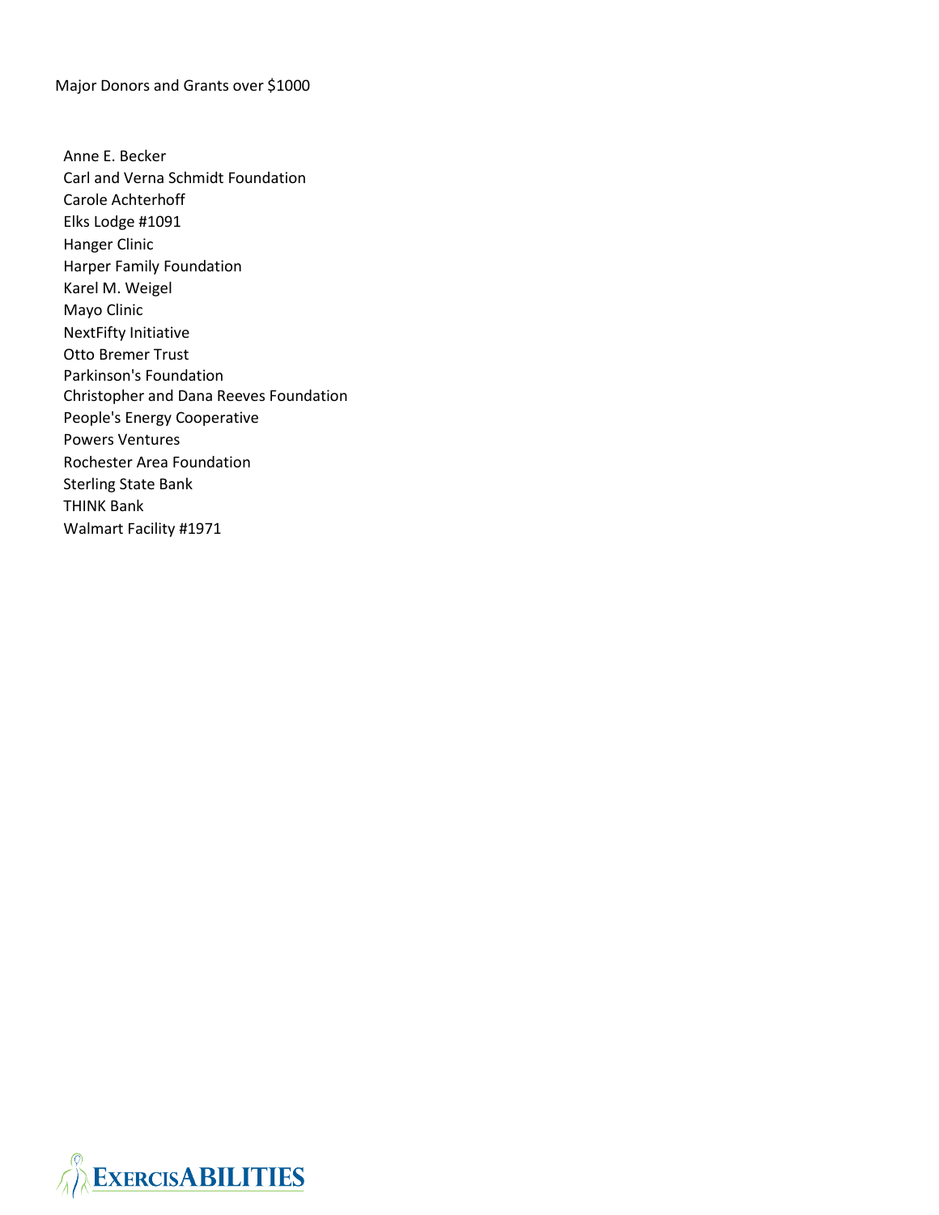Major Donors and Grants over $1000

Anne E. Becker
Carl and Verna Schmidt Foundation
Carole Achterhoff
Elks Lodge #1091
Hanger Clinic
Harper Family Foundation
Karel M. Weigel
Mayo Clinic
NextFifty Initiative
Otto Bremer Trust
Parkinson's Foundation
Christopher and Dana Reeves Foundation
People's Energy Cooperative
Powers Ventures
Rochester Area Foundation
Sterling State Bank
THINK Bank
Walmart Facility #1971

EXERCISABILITIES